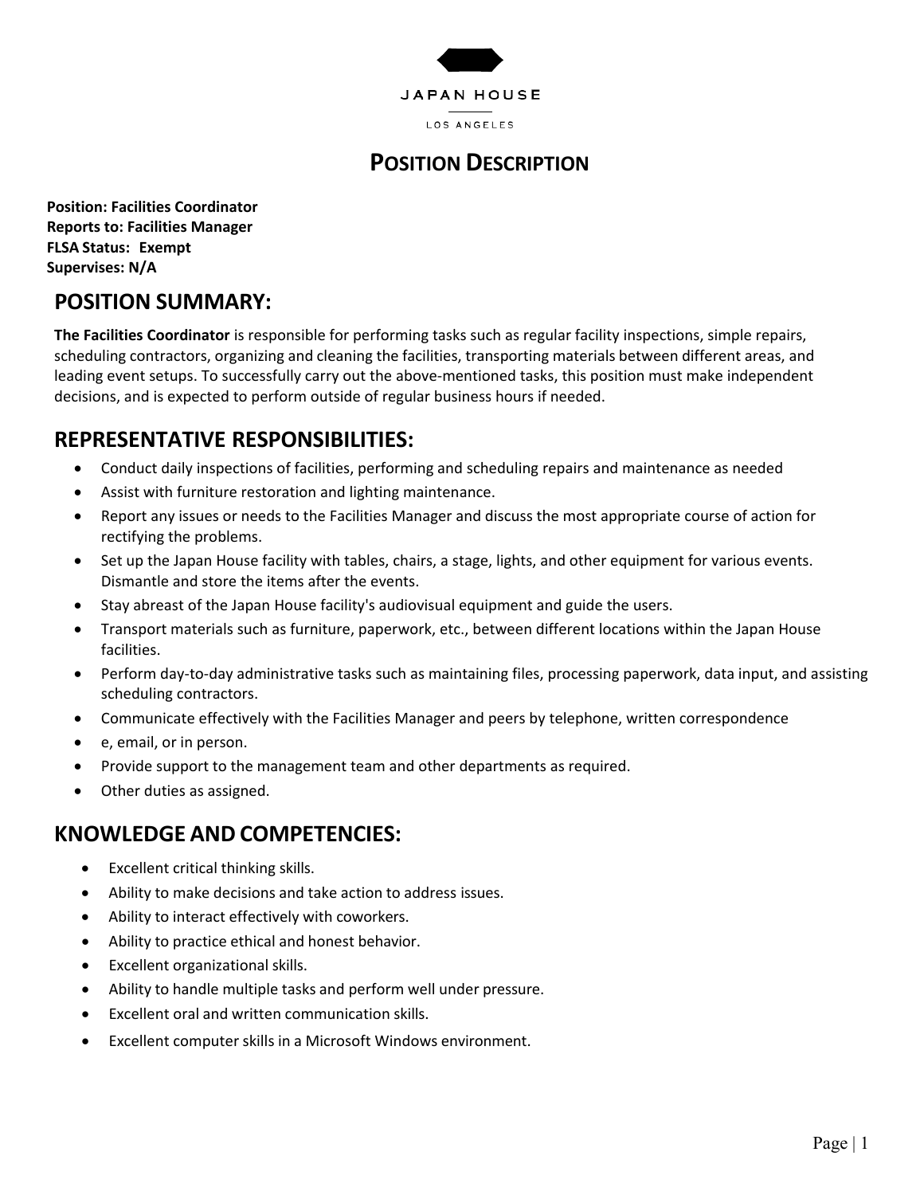JAPAN HOUSE

LOS ANGELES

# POSITION DESCRIPTION

**Position: Facilities Coordinator**
**Reports to: Facilities Manager**
**FLSA Status: Exempt**
**Supervises: N/A**

## POSITION SUMMARY:

**The Facilities Coordinator** is responsible for performing tasks such as regular facility inspections, simple repairs, scheduling contractors, organizing and cleaning the facilities, transporting materials between different areas, and leading event setups. To successfully carry out the above-mentioned tasks, this position must make independent decisions, and is expected to perform outside of regular business hours if needed.

## REPRESENTATIVE RESPONSIBILITIES:

- Conduct daily inspections of facilities, performing and scheduling repairs and maintenance as needed
- Assist with furniture restoration and lighting maintenance.
- Report any issues or needs to the Facilities Manager and discuss the most appropriate course of action for rectifying the problems.
- Set up the Japan House facility with tables, chairs, a stage, lights, and other equipment for various events. Dismantle and store the items after the events.
- Stay abreast of the Japan House facility's audiovisual equipment and guide the users.
- Transport materials such as furniture, paperwork, etc., between different locations within the Japan House facilities.
- Perform day-to-day administrative tasks such as maintaining files, processing paperwork, data input, and assisting scheduling contractors.
- Communicate effectively with the Facilities Manager and peers by telephone, written correspondence
- e, email, or in person.
- Provide support to the management team and other departments as required.
- Other duties as assigned.

## KNOWLEDGE AND COMPETENCIES:

- Excellent critical thinking skills.
- Ability to make decisions and take action to address issues.
- Ability to interact effectively with coworkers.
- Ability to practice ethical and honest behavior.
- Excellent organizational skills.
- Ability to handle multiple tasks and perform well under pressure.
- Excellent oral and written communication skills.
- Excellent computer skills in a Microsoft Windows environment.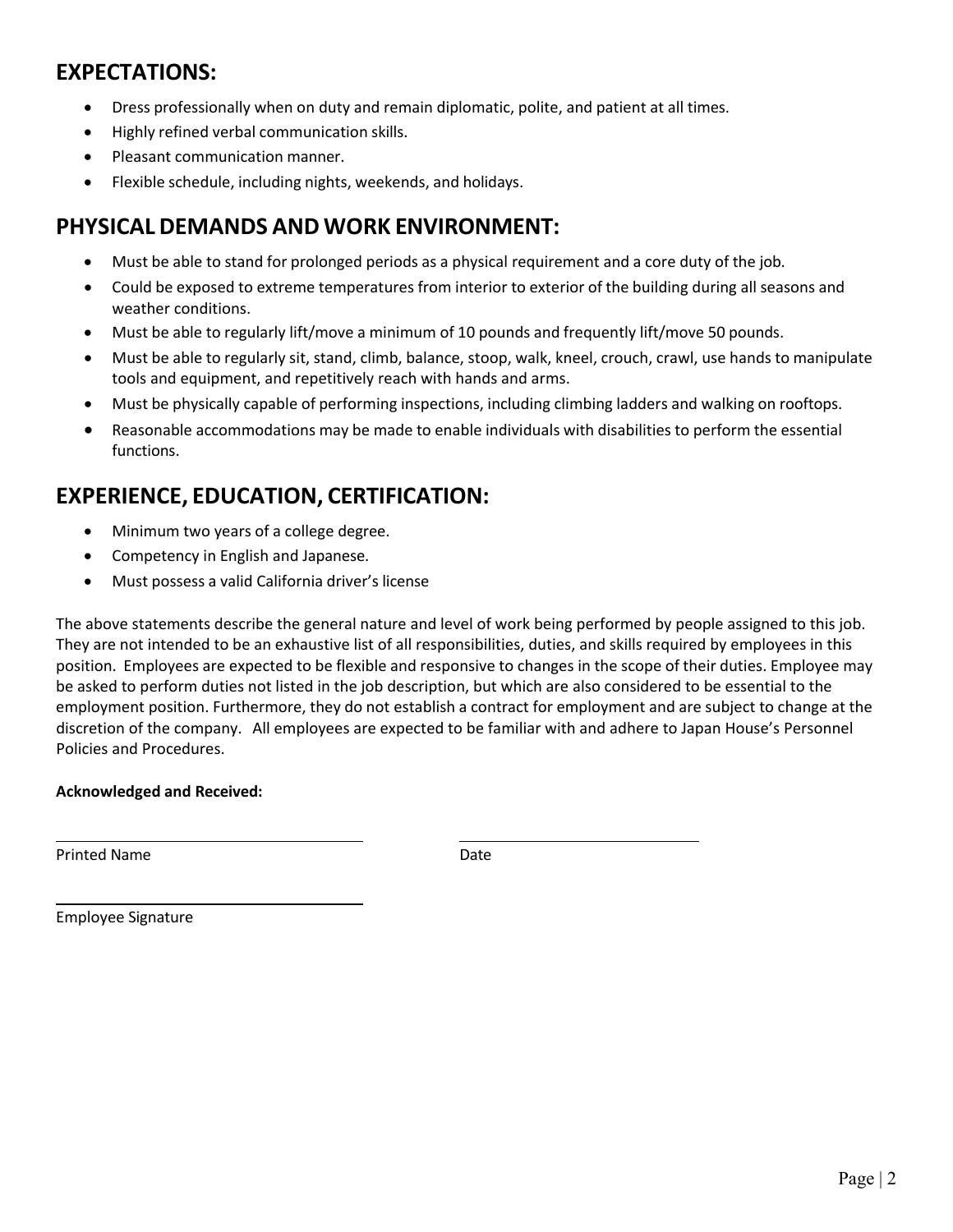## EXPECTATIONS:

- Dress professionally when on duty and remain diplomatic, polite, and patient at all times.
- Highly refined verbal communication skills.
- Pleasant communication manner.
- Flexible schedule, including nights, weekends, and holidays.

## PHYSICAL DEMANDS AND WORK ENVIRONMENT:

- Must be able to stand for prolonged periods as a physical requirement and a core duty of the job.
- Could be exposed to extreme temperatures from interior to exterior of the building during all seasons and weather conditions.
- Must be able to regularly lift/move a minimum of 10 pounds and frequently lift/move 50 pounds.
- Must be able to regularly sit, stand, climb, balance, stoop, walk, kneel, crouch, crawl, use hands to manipulate tools and equipment, and repetitively reach with hands and arms.
- Must be physically capable of performing inspections, including climbing ladders and walking on rooftops.
- Reasonable accommodations may be made to enable individuals with disabilities to perform the essential functions.

## EXPERIENCE, EDUCATION, CERTIFICATION:

- Minimum two years of a college degree.
- Competency in English and Japanese.
- Must possess a valid California driver's license

The above statements describe the general nature and level of work being performed by people assigned to this job. They are not intended to be an exhaustive list of all responsibilities, duties, and skills required by employees in this position. Employees are expected to be flexible and responsive to changes in the scope of their duties. Employee may be asked to perform duties not listed in the job description, but which are also considered to be essential to the employment position. Furthermore, they do not establish a contract for employment and are subject to change at the discretion of the company. All employees are expected to be familiar with and adhere to Japan House's Personnel Policies and Procedures.

**Acknowledged and Received:**

\_\_\_\_\_\_\_\_\_\_\_\_\_\_\_\_\_\_\_\_\_\_\_\_\_\_\_\_\_\_ \_\_\_\_\_\_\_\_\_\_\_\_\_\_\_\_\_\_\_\_\_\_\_\_
Printed Name Date

\_\_\_\_\_\_\_\_\_\_\_\_\_\_\_\_\_\_\_\_\_\_\_\_\_\_\_\_\_\_
Employee Signature